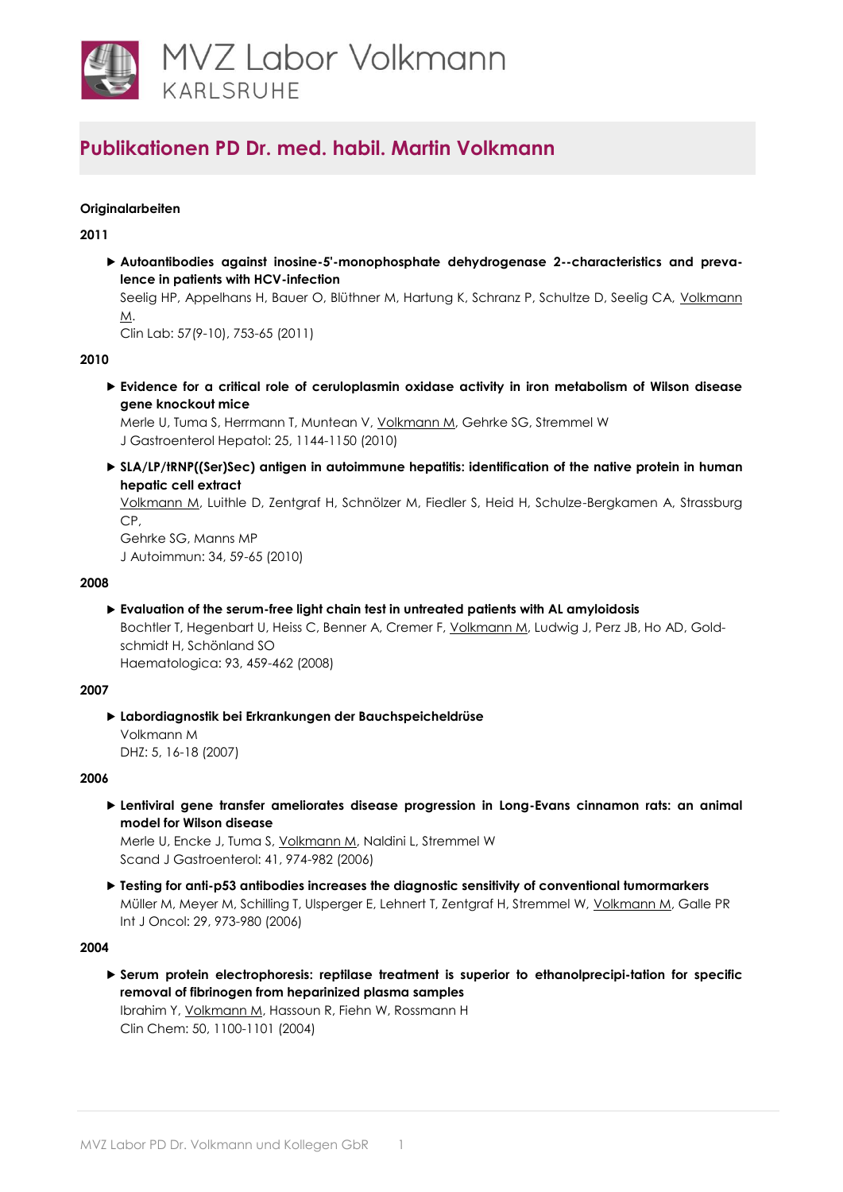MVZ Labor Volkmann
KARLSRUHE

# Publikationen PD Dr. med. habil. Martin Volkmann

**Originalarbeiten**

**2011**

- **Autoantibodies against inosine-5'-monophosphate dehydrogenase 2--characteristics and prevalence in patients with HCV-infection**
  Seelig HP, Appelhans H, Bauer O, Blüthner M, Hartung K, Schranz P, Schultze D, Seelig CA, Volkmann M.
  Clin Lab: 57(9-10), 753-65 (2011)

**2010**

- **Evidence for a critical role of ceruloplasmin oxidase activity in iron metabolism of Wilson disease gene knockout mice**
  Merle U, Tuma S, Herrmann T, Muntean V, Volkmann M, Gehrke SG, Stremmel W
  J Gastroenterol Hepatol: 25, 1144-1150 (2010)

- **SLA/LP/tRNP((Ser)Sec) antigen in autoimmune hepatitis: identification of the native protein in human hepatic cell extract**
  Volkmann M, Luithle D, Zentgraf H, Schnölzer M, Fiedler S, Heid H, Schulze-Bergkamen A, Strassburg CP,
  Gehrke SG, Manns MP
  J Autoimmun: 34, 59-65 (2010)

**2008**

- **Evaluation of the serum-free light chain test in untreated patients with AL amyloidosis**
  Bochtler T, Hegenbart U, Heiss C, Benner A, Cremer F, Volkmann M, Ludwig J, Perz JB, Ho AD, Goldschmidt H, Schönland SO
  Haematologica: 93, 459-462 (2008)

**2007**

- **Labordiagnostik bei Erkrankungen der Bauchspeicheldrüse**
  Volkmann M
  DHZ: 5, 16-18 (2007)

**2006**

- **Lentiviral gene transfer ameliorates disease progression in Long-Evans cinnamon rats: an animal model for Wilson disease**
  Merle U, Encke J, Tuma S, Volkmann M, Naldini L, Stremmel W
  Scand J Gastroenterol: 41, 974-982 (2006)

- **Testing for anti-p53 antibodies increases the diagnostic sensitivity of conventional tumormarkers**
  Müller M, Meyer M, Schilling T, Ulsperger E, Lehnert T, Zentgraf H, Stremmel W, Volkmann M, Galle PR
  Int J Oncol: 29, 973-980 (2006)

**2004**

- **Serum protein electrophoresis: reptilase treatment is superior to ethanolprecipi-tation for specific removal of fibrinogen from heparinized plasma samples**
  Ibrahim Y, Volkmann M, Hassoun R, Fiehn W, Rossmann H
  Clin Chem: 50, 1100-1101 (2004)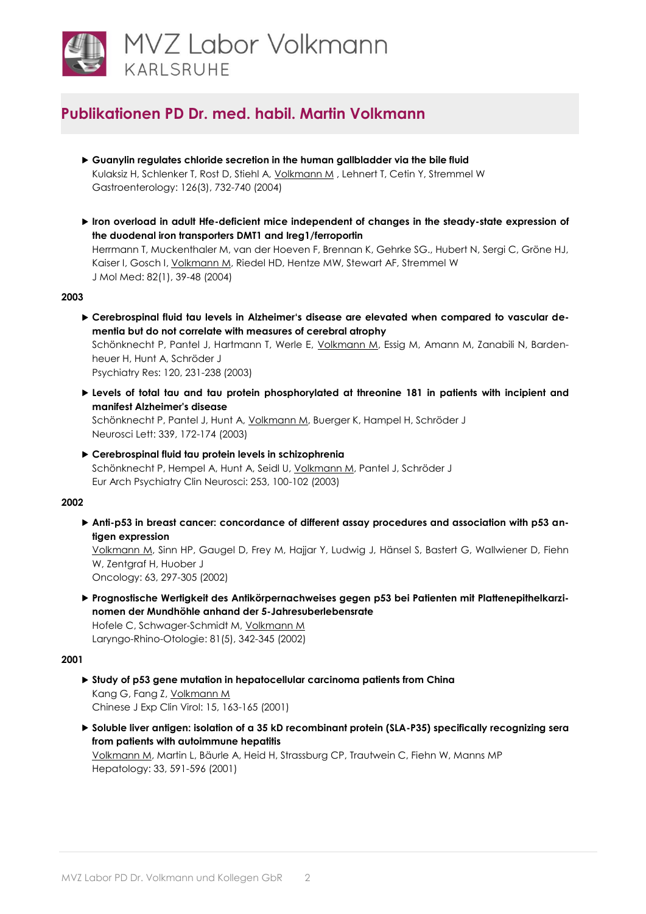# Publikationen PD Dr. med. habil. Martin Volkmann

- **Guanylin regulates chloride secretion in the human gallbladder via the bile fluid**
  Kulaksiz H, Schlenker T, Rost D, Stiehl A, Volkmann M , Lehnert T, Cetin Y, Stremmel W
  Gastroenterology: 126(3), 732-740 (2004)

- **Iron overload in adult Hfe-deficient mice independent of changes in the steady-state expression of the duodenal iron transporters DMT1 and Ireg1/ferroportin**
  Herrmann T, Muckenthaler M, van der Hoeven F, Brennan K, Gehrke SG., Hubert N, Sergi C, Gröne HJ, Kaiser I, Gosch I, Volkmann M, Riedel HD, Hentze MW, Stewart AF, Stremmel W
  J Mol Med: 82(1), 39-48 (2004)

**2003**

- **Cerebrospinal fluid tau levels in Alzheimer's disease are elevated when compared to vascular dementia but do not correlate with measures of cerebral atrophy**
  Schönknecht P, Pantel J, Hartmann T, Werle E, Volkmann M, Essig M, Amann M, Zanabili N, Bardenheuer H, Hunt A, Schröder J
  Psychiatry Res: 120, 231-238 (2003)

- **Levels of total tau and tau protein phosphorylated at threonine 181 in patients with incipient and manifest Alzheimer's disease**
  Schönknecht P, Pantel J, Hunt A, Volkmann M, Buerger K, Hampel H, Schröder J
  Neurosci Lett: 339, 172-174 (2003)

- **Cerebrospinal fluid tau protein levels in schizophrenia**
  Schönknecht P, Hempel A, Hunt A, Seidl U, Volkmann M, Pantel J, Schröder J
  Eur Arch Psychiatry Clin Neurosci: 253, 100-102 (2003)

**2002**

- **Anti-p53 in breast cancer: concordance of different assay procedures and association with p53 antigen expression**
  Volkmann M, Sinn HP, Gaugel D, Frey M, Hajjar Y, Ludwig J, Hänsel S, Bastert G, Wallwiener D, Fiehn W, Zentgraf H, Huober J
  Oncology: 63, 297-305 (2002)

- **Prognostische Wertigkeit des Antikörpernachweises gegen p53 bei Patienten mit Plattenepithelkarzinomen der Mundhöhle anhand der 5-Jahresuberlebensrate**
  Hofele C, Schwager-Schmidt M, Volkmann M
  Laryngo-Rhino-Otologie: 81(5), 342-345 (2002)

**2001**

- **Study of p53 gene mutation in hepatocellular carcinoma patients from China**
  Kang G, Fang Z, Volkmann M
  Chinese J Exp Clin Virol: 15, 163-165 (2001)

- **Soluble liver antigen: isolation of a 35 kD recombinant protein (SLA-P35) specifically recognizing sera from patients with autoimmune hepatitis**
  Volkmann M, Martin L, Bäurle A, Heid H, Strassburg CP, Trautwein C, Fiehn W, Manns MP
  Hepatology: 33, 591-596 (2001)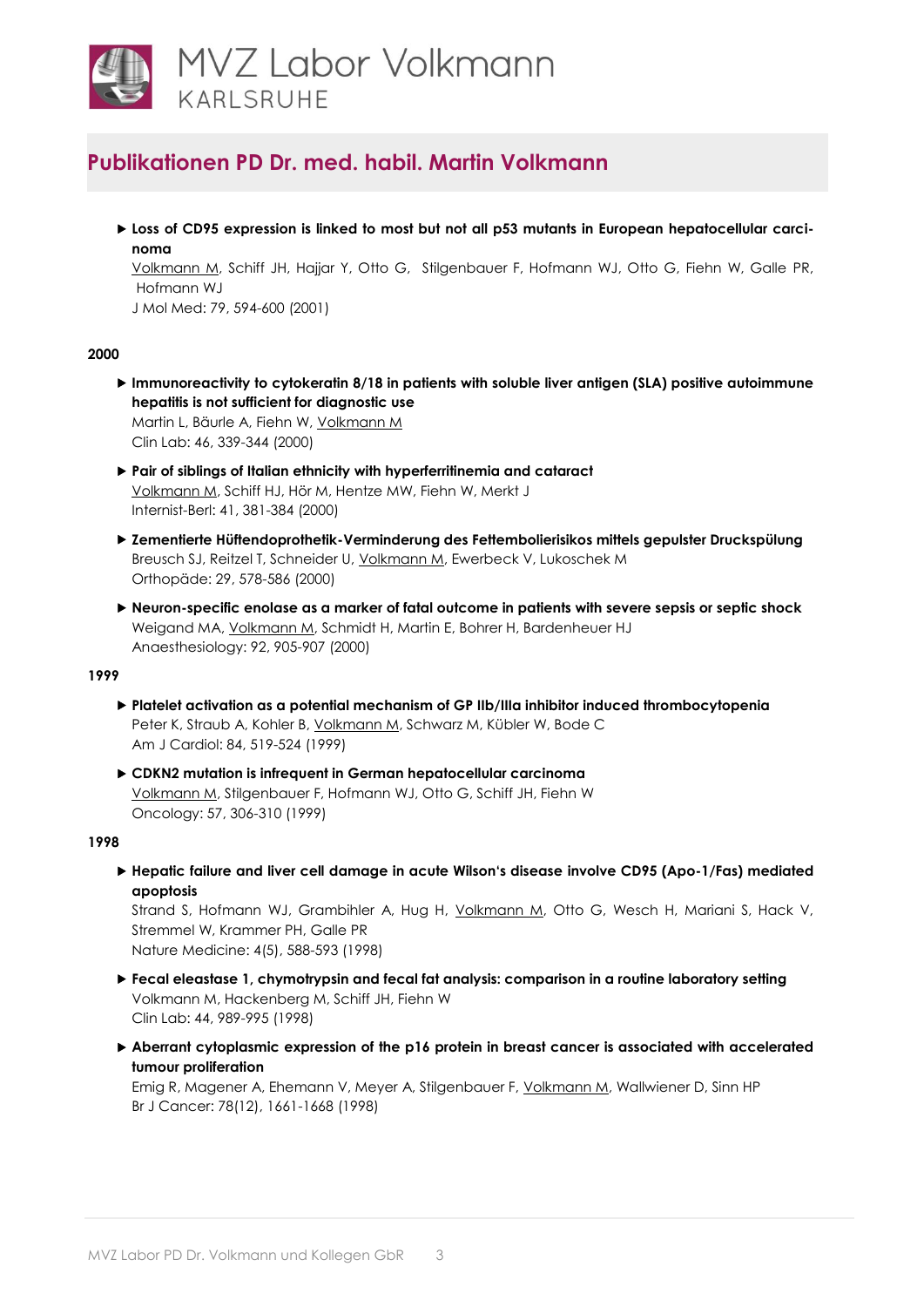- **Loss of CD95 expression is linked to most but not all p53 mutants in European hepatocellular carcinoma**
  Volkmann M, Schiff JH, Hajjar Y, Otto G, Stilgenbauer F, Hofmann WJ, Otto G, Fiehn W, Galle PR, Hofmann WJ
  J Mol Med: 79, 594-600 (2001)

**2000**

- **Immunoreactivity to cytokeratin 8/18 in patients with soluble liver antigen (SLA) positive autoimmune hepatitis is not sufficient for diagnostic use**
  Martin L, Bäurle A, Fiehn W, Volkmann M
  Clin Lab: 46, 339-344 (2000)

- **Pair of siblings of Italian ethnicity with hyperferritinemia and cataract**
  Volkmann M, Schiff HJ, Hör M, Hentze MW, Fiehn W, Merkt J
  Internist-Berl: 41, 381-384 (2000)

- **Zementierte Hüftendoprothetik-Verminderung des Fettembolierisikos mittels gepulster Druckspülung**
  Breusch SJ, Reitzel T, Schneider U, Volkmann M, Ewerbeck V, Lukoschek M
  Orthopäde: 29, 578-586 (2000)

- **Neuron-specific enolase as a marker of fatal outcome in patients with severe sepsis or septic shock**
  Weigand MA, Volkmann M, Schmidt H, Martin E, Bohrer H, Bardenheuer HJ
  Anaesthesiology: 92, 905-907 (2000)

**1999**

- **Platelet activation as a potential mechanism of GP IIb/IIIa inhibitor induced thrombocytopenia**
  Peter K, Straub A, Kohler B, Volkmann M, Schwarz M, Kübler W, Bode C
  Am J Cardiol: 84, 519-524 (1999)

- **CDKN2 mutation is infrequent in German hepatocellular carcinoma**
  Volkmann M, Stilgenbauer F, Hofmann WJ, Otto G, Schiff JH, Fiehn W
  Oncology: 57, 306-310 (1999)

**1998**

- **Hepatic failure and liver cell damage in acute Wilson's disease involve CD95 (Apo-1/Fas) mediated apoptosis**
  Strand S, Hofmann WJ, Grambihler A, Hug H, Volkmann M, Otto G, Wesch H, Mariani S, Hack V, Stremmel W, Krammer PH, Galle PR
  Nature Medicine: 4(5), 588-593 (1998)

- **Fecal eleastase 1, chymotrypsin and fecal fat analysis: comparison in a routine laboratory setting**
  Volkmann M, Hackenberg M, Schiff JH, Fiehn W
  Clin Lab: 44, 989-995 (1998)

- **Aberrant cytoplasmic expression of the p16 protein in breast cancer is associated with accelerated tumour proliferation**
  Emig R, Magener A, Ehemann V, Meyer A, Stilgenbauer F, Volkmann M, Wallwiener D, Sinn HP
  Br J Cancer: 78(12), 1661-1668 (1998)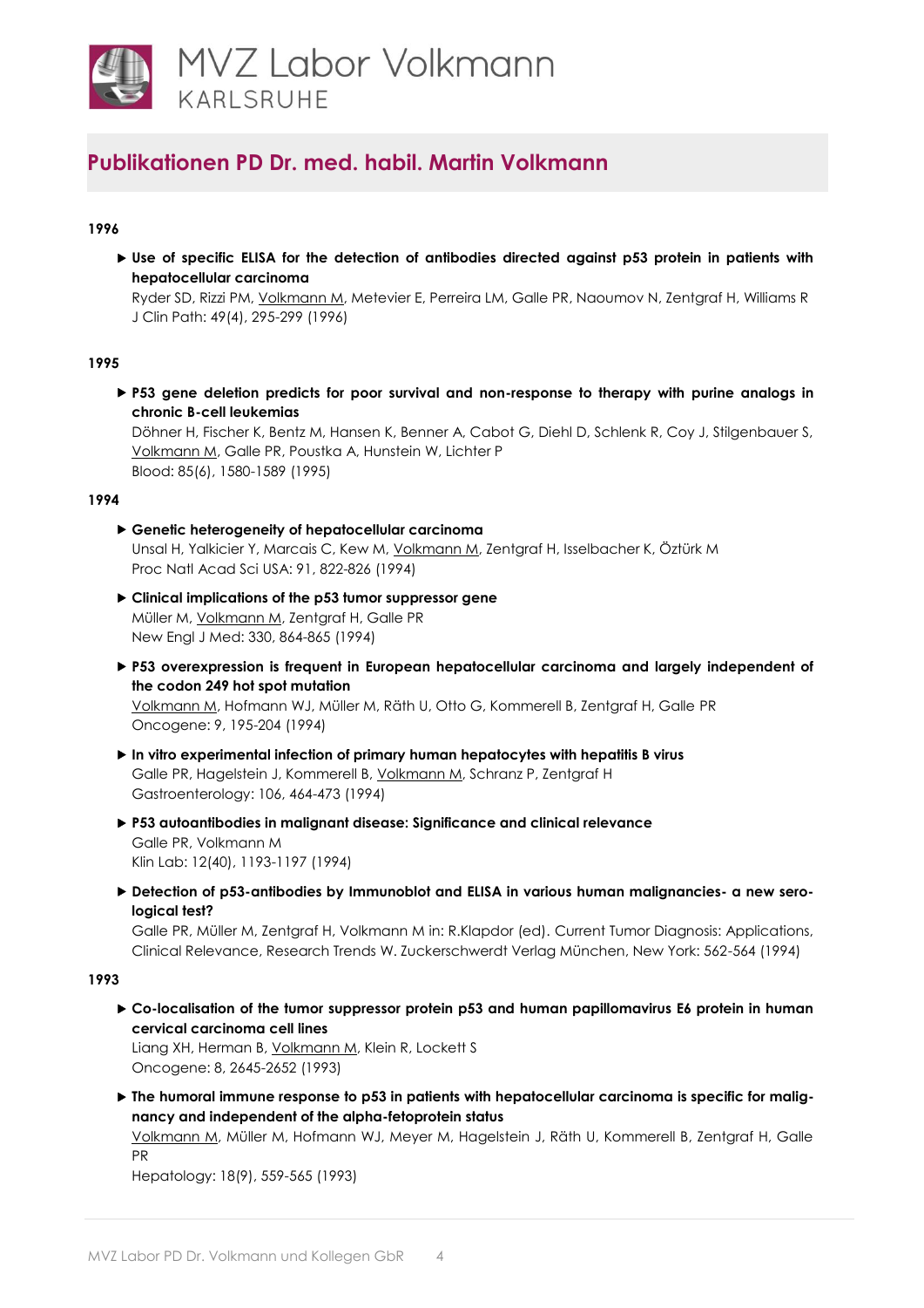## Publikationen PD Dr. med. habil. Martin Volkmann

**1996**

- **Use of specific ELISA for the detection of antibodies directed against p53 protein in patients with hepatocellular carcinoma**
  Ryder SD, Rizzi PM, Volkmann M, Metevier E, Perreira LM, Galle PR, Naoumov N, Zentgraf H, Williams R
  J Clin Path: 49(4), 295-299 (1996)

**1995**

- **P53 gene deletion predicts for poor survival and non-response to therapy with purine analogs in chronic B-cell leukemias**
  Döhner H, Fischer K, Bentz M, Hansen K, Benner A, Cabot G, Diehl D, Schlenk R, Coy J, Stilgenbauer S, Volkmann M, Galle PR, Poustka A, Hunstein W, Lichter P
  Blood: 85(6), 1580-1589 (1995)

**1994**

- **Genetic heterogeneity of hepatocellular carcinoma**
  Unsal H, Yalkicier Y, Marcais C, Kew M, Volkmann M, Zentgraf H, Isselbacher K, Öztürk M
  Proc Natl Acad Sci USA: 91, 822-826 (1994)
- **Clinical implications of the p53 tumor suppressor gene**
  Müller M, Volkmann M, Zentgraf H, Galle PR
  New Engl J Med: 330, 864-865 (1994)
- **P53 overexpression is frequent in European hepatocellular carcinoma and largely independent of the codon 249 hot spot mutation**
  Volkmann M, Hofmann WJ, Müller M, Räth U, Otto G, Kommerell B, Zentgraf H, Galle PR
  Oncogene: 9, 195-204 (1994)
- **In vitro experimental infection of primary human hepatocytes with hepatitis B virus**
  Galle PR, Hagelstein J, Kommerell B, Volkmann M, Schranz P, Zentgraf H
  Gastroenterology: 106, 464-473 (1994)
- **P53 autoantibodies in malignant disease: Significance and clinical relevance**
  Galle PR, Volkmann M
  Klin Lab: 12(40), 1193-1197 (1994)
- **Detection of p53-antibodies by Immunoblot and ELISA in various human malignancies- a new sero-logical test?**
  Galle PR, Müller M, Zentgraf H, Volkmann M in: R.Klapdor (ed). Current Tumor Diagnosis: Applications, Clinical Relevance, Research Trends W. Zuckerschwerdt Verlag München, New York: 562-564 (1994)

**1993**

- **Co-localisation of the tumor suppressor protein p53 and human papillomavirus E6 protein in human cervical carcinoma cell lines**
  Liang XH, Herman B, Volkmann M, Klein R, Lockett S
  Oncogene: 8, 2645-2652 (1993)
- **The humoral immune response to p53 in patients with hepatocellular carcinoma is specific for malig-nancy and independent of the alpha-fetoprotein status**
  Volkmann M, Müller M, Hofmann WJ, Meyer M, Hagelstein J, Räth U, Kommerell B, Zentgraf H, Galle PR
  Hepatology: 18(9), 559-565 (1993)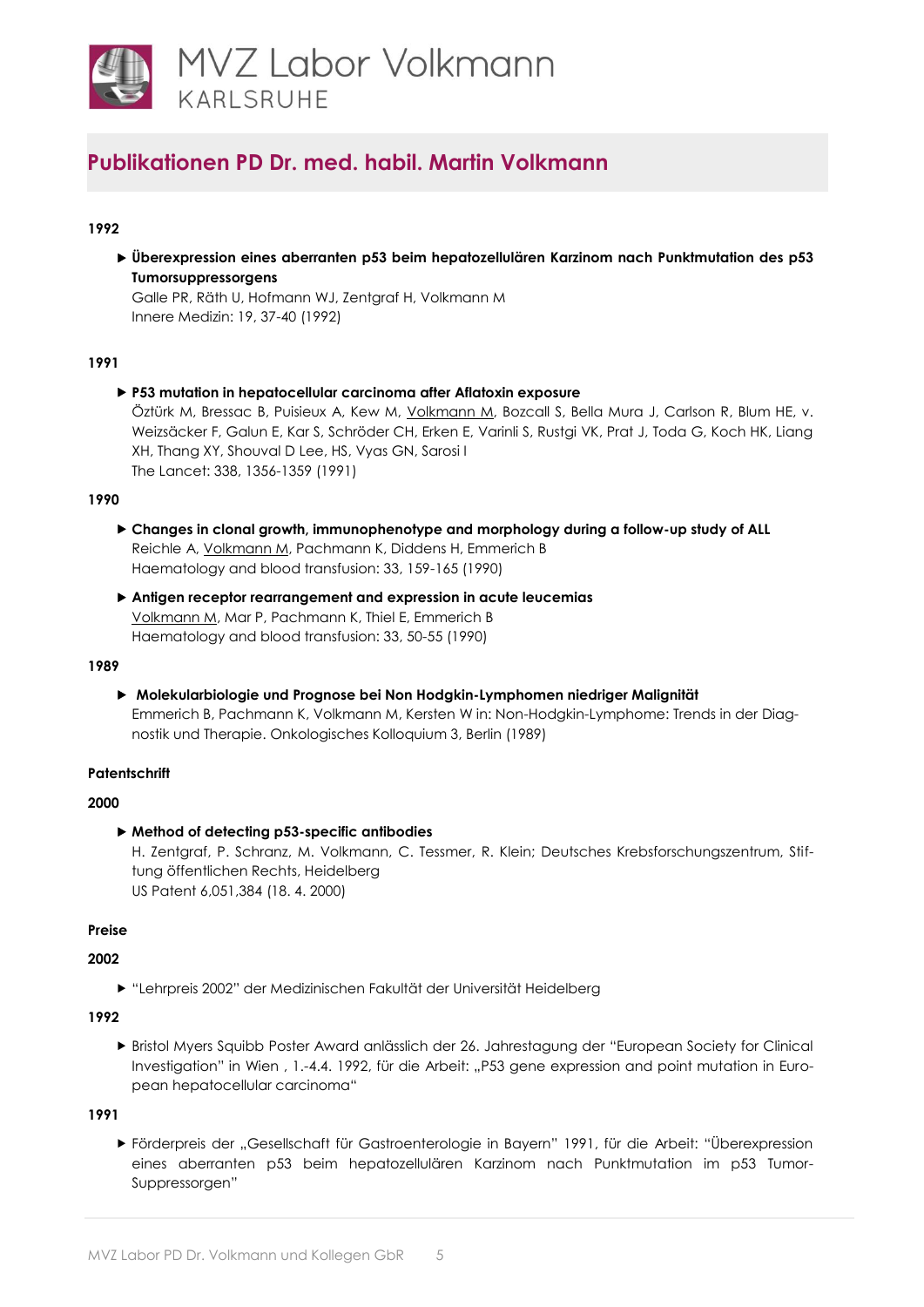# MVZ Labor Volkmann
KARLSRUHE

## Publikationen PD Dr. med. habil. Martin Volkmann

**1992**

- **Überexpression eines aberranten p53 beim hepatozellulären Karzinom nach Punktmutation des p53 Tumorsuppressorgens**
  Galle PR, Räth U, Hofmann WJ, Zentgraf H, Volkmann M
  Innere Medizin: 19, 37-40 (1992)

**1991**

- **P53 mutation in hepatocellular carcinoma after Aflatoxin exposure**
  Öztürk M, Bressac B, Puisieux A, Kew M, Volkmann M, Bozcall S, Bella Mura J, Carlson R, Blum HE, v. Weizsäcker F, Galun E, Kar S, Schröder CH, Erken E, Varinli S, Rustgi VK, Prat J, Toda G, Koch HK, Liang XH, Thang XY, Shouval D Lee, HS, Vyas GN, Sarosi I
  The Lancet: 338, 1356-1359 (1991)

**1990**

- **Changes in clonal growth, immunophenotype and morphology during a follow-up study of ALL**
  Reichle A, Volkmann M, Pachmann K, Diddens H, Emmerich B
  Haematology and blood transfusion: 33, 159-165 (1990)
- **Antigen receptor rearrangement and expression in acute leucemias**
  Volkmann M, Mar P, Pachmann K, Thiel E, Emmerich B
  Haematology and blood transfusion: 33, 50-55 (1990)

**1989**

- **Molekularbiologie und Prognose bei Non Hodgkin-Lymphomen niedriger Malignität**
  Emmerich B, Pachmann K, Volkmann M, Kersten W in: Non-Hodgkin-Lymphome: Trends in der Diagnostik und Therapie. Onkologisches Kolloquium 3, Berlin (1989)

**Patentschrift**

**2000**

- **Method of detecting p53-specific antibodies**
  H. Zentgraf, P. Schranz, M. Volkmann, C. Tessmer, R. Klein; Deutsches Krebsforschungszentrum, Stiftung öffentlichen Rechts, Heidelberg
  US Patent 6,051,384 (18. 4. 2000)

**Preise**

**2002**

- "Lehrpreis 2002" der Medizinischen Fakultät der Universität Heidelberg

**1992**

- Bristol Myers Squibb Poster Award anlässlich der 26. Jahrestagung der "European Society for Clinical Investigation" in Wien , 1.-4.4. 1992, für die Arbeit: „P53 gene expression and point mutation in European hepatocellular carcinoma"

**1991**

- Förderpreis der „Gesellschaft für Gastroenterologie in Bayern" 1991, für die Arbeit: "Überexpression eines aberranten p53 beim hepatozellulären Karzinom nach Punktmutation im p53 Tumor-Suppressorgen"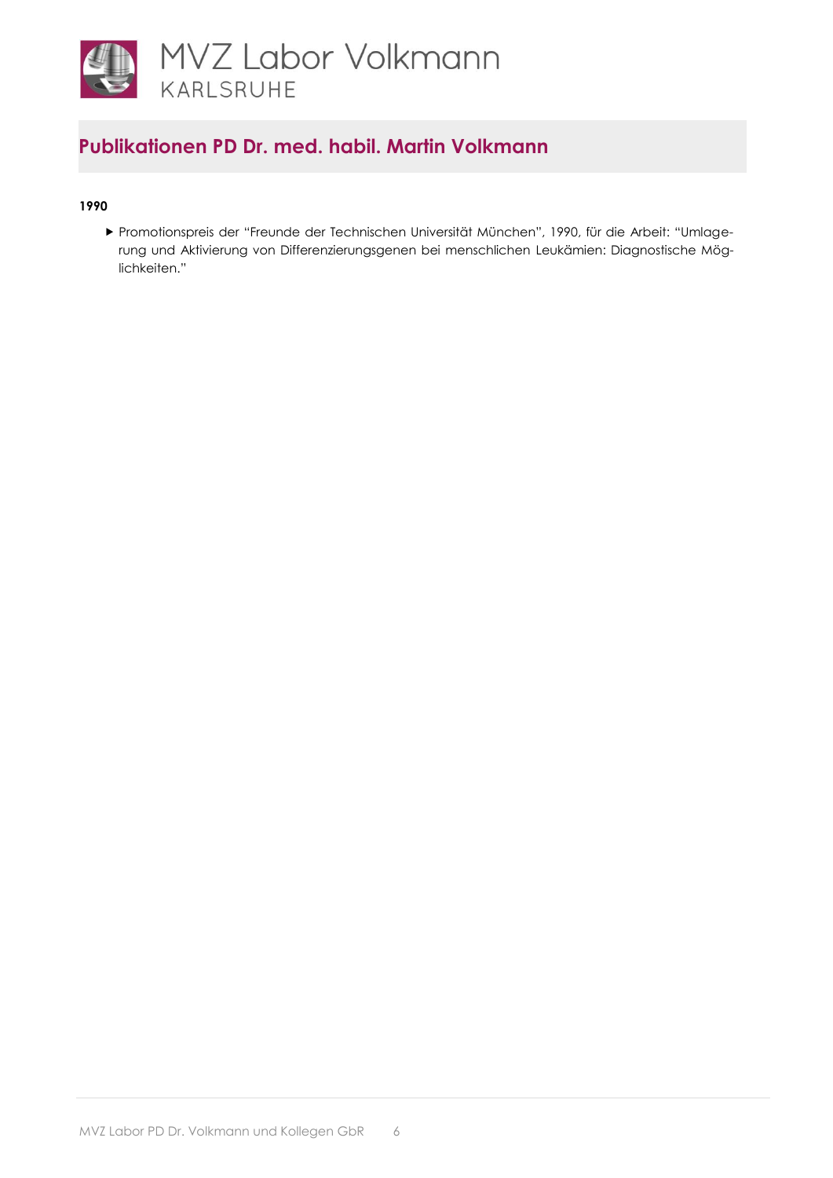## Publikationen PD Dr. med. habil. Martin Volkmann

**1990**

- Promotionspreis der "Freunde der Technischen Universität München", 1990, für die Arbeit: "Umlagerung und Aktivierung von Differenzierungsgenen bei menschlichen Leukämien: Diagnostische Möglichkeiten."